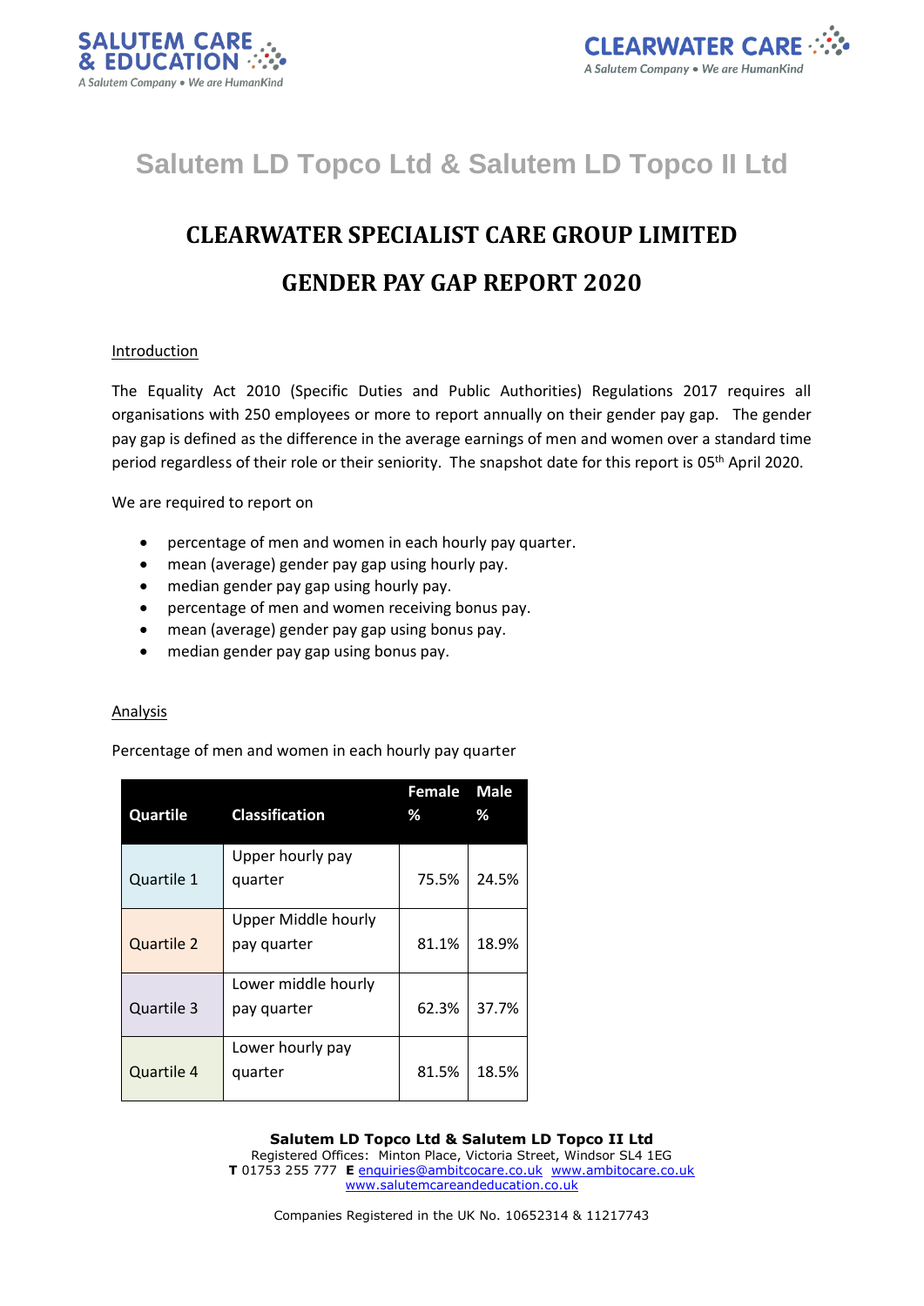# Salutem LD Topco Ltd & Salutem LD Topco II Ltd

## CLEARWATER SPECIALIST CARE GROUP LIMITED

## GENDER PAY GAP REPORT 2020

Introduction

The Equality Act 2010 (Specific Duties and Public Authorities) Regulations 2017 requires all organisations with 250 employees or more to report annually on their gender pay gap. The gender pay gap is defined as the difference in the average earnings of men and women over a standard time period regardless of their role or their seniority. The snapshot date for this report is 05th April 2020.

We are required to report on

- percentage of men and women in each hourly pay quarter.
- mean (average) gender pay gap using hourly pay.
- median gender pay gap using hourly pay.
- percentage of men and women receiving bonus pay.
- mean (average) gender pay gap using bonus pay.
- median gender pay gap using bonus pay.

Analysis

Percentage of men and women in each hourly pay quarter

| Quartile | Classification | Female % | Male % |
|---|---|---|---|
| Quartile 1 | Upper hourly pay quarter | 75.5% | 24.5% |
| Quartile 2 | Upper Middle hourly pay quarter | 81.1% | 18.9% |
| Quartile 3 | Lower middle hourly pay quarter | 62.3% | 37.7% |
| Quartile 4 | Lower hourly pay quarter | 81.5% | 18.5% |

**Salutem LD Topco Ltd & Salutem LD Topco II Ltd**
Registered Offices: Minton Place, Victoria Street, Windsor SL4 1EG
**T** 01753 255 777 **E** enquiries@ambitcocare.co.uk www.ambitocare.co.uk
www.salutemcareandeducation.co.uk

Companies Registered in the UK No. 10652314 & 11217743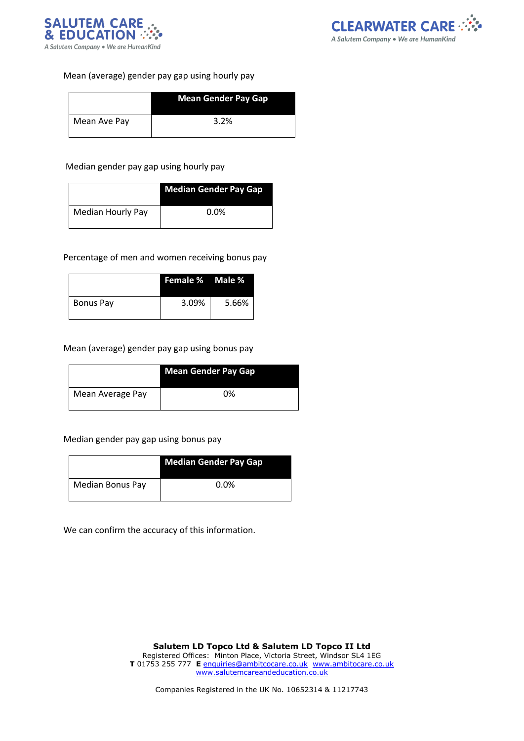Mean (average) gender pay gap using hourly pay

| | Mean Gender Pay Gap |
|---|---|
| Mean Ave Pay | 3.2% |

Median gender pay gap using hourly pay

| | Median Gender Pay Gap |
|---|---|
| Median Hourly Pay | 0.0% |

Percentage of men and women receiving bonus pay

| | Female % | Male % |
|---|---|---|
| Bonus Pay | 3.09% | 5.66% |

Mean (average) gender pay gap using bonus pay

| | Mean Gender Pay Gap |
|---|---|
| Mean Average Pay | 0% |

Median gender pay gap using bonus pay

| | Median Gender Pay Gap |
|---|---|
| Median Bonus Pay | 0.0% |

We can confirm the accuracy of this information.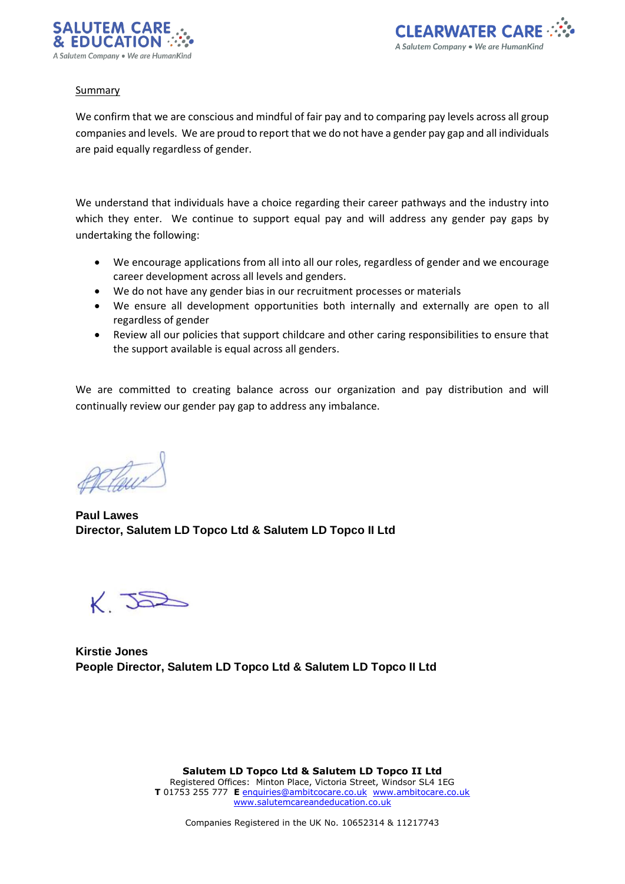Summary

We confirm that we are conscious and mindful of fair pay and to comparing pay levels across all group companies and levels. We are proud to report that we do not have a gender pay gap and all individuals are paid equally regardless of gender.

We understand that individuals have a choice regarding their career pathways and the industry into which they enter. We continue to support equal pay and will address any gender pay gaps by undertaking the following:

- We encourage applications from all into all our roles, regardless of gender and we encourage career development across all levels and genders.
- We do not have any gender bias in our recruitment processes or materials
- We ensure all development opportunities both internally and externally are open to all regardless of gender
- Review all our policies that support childcare and other caring responsibilities to ensure that the support available is equal across all genders.

We are committed to creating balance across our organization and pay distribution and will continually review our gender pay gap to address any imbalance.

**Paul Lawes**
**Director, Salutem LD Topco Ltd & Salutem LD Topco II Ltd**

**Kirstie Jones**
**People Director, Salutem LD Topco Ltd & Salutem LD Topco II Ltd**

**Salutem LD Topco Ltd & Salutem LD Topco II Ltd**
Registered Offices: Minton Place, Victoria Street, Windsor SL4 1EG
**T** 01753 255 777 **E** enquiries@ambitcocare.co.uk www.ambitocare.co.uk
www.salutemcareandeducation.co.uk

Companies Registered in the UK No. 10652314 & 11217743